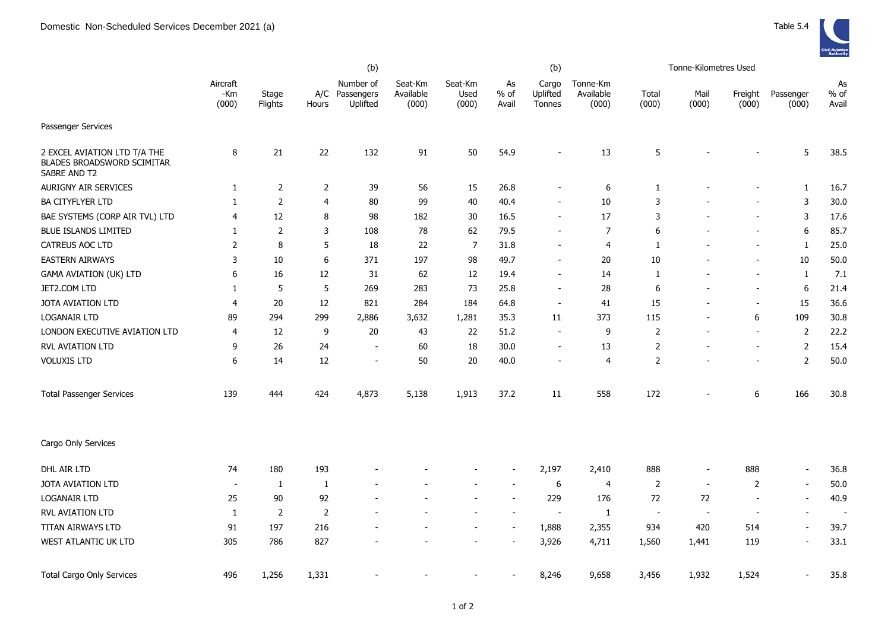# Domestic Non-Scheduled Services December 2021 (a)

Table 5.4

| | Aircraft -Km (000) | Stage Flights | A/C Hours | (b) Number of Passengers Uplifted | Seat-Km Available (000) | Seat-Km Used (000) | As % of Avail | (b) Cargo Uplifted Tonnes | Tonne-Km Available (000) | Tonne-Kilometres Used Total (000) | Mail (000) | Freight (000) | Passenger (000) | As % of Avail |
|---|---|---|---|---|---|---|---|---|---|---|---|---|---|---|
| **Passenger Services** | | | | | | | | | | | | | | |
| 2 EXCEL AVIATION LTD T/A THE BLADES BROADSWORD SCIMITAR SABRE AND T2 | 8 | 21 | 22 | 132 | 91 | 50 | 54.9 | - | 13 | 5 | - | - | 5 | 38.5 |
| AURIGNY AIR SERVICES | 1 | 2 | 2 | 39 | 56 | 15 | 26.8 | - | 6 | 1 | - | - | 1 | 16.7 |
| BA CITYFLYER LTD | 1 | 2 | 4 | 80 | 99 | 40 | 40.4 | - | 10 | 3 | - | - | 3 | 30.0 |
| BAE SYSTEMS (CORP AIR TVL) LTD | 4 | 12 | 8 | 98 | 182 | 30 | 16.5 | - | 17 | 3 | - | - | 3 | 17.6 |
| BLUE ISLANDS LIMITED | 1 | 2 | 3 | 108 | 78 | 62 | 79.5 | - | 7 | 6 | - | - | 6 | 85.7 |
| CATREUS AOC LTD | 2 | 8 | 5 | 18 | 22 | 7 | 31.8 | - | 4 | 1 | - | - | 1 | 25.0 |
| EASTERN AIRWAYS | 3 | 10 | 6 | 371 | 197 | 98 | 49.7 | - | 20 | 10 | - | - | 10 | 50.0 |
| GAMA AVIATION (UK) LTD | 6 | 16 | 12 | 31 | 62 | 12 | 19.4 | - | 14 | 1 | - | - | 1 | 7.1 |
| JET2.COM LTD | 1 | 5 | 5 | 269 | 283 | 73 | 25.8 | - | 28 | 6 | - | - | 6 | 21.4 |
| JOTA AVIATION LTD | 4 | 20 | 12 | 821 | 284 | 184 | 64.8 | - | 41 | 15 | - | - | 15 | 36.6 |
| LOGANAIR LTD | 89 | 294 | 299 | 2,886 | 3,632 | 1,281 | 35.3 | 11 | 373 | 115 | - | 6 | 109 | 30.8 |
| LONDON EXECUTIVE AVIATION LTD | 4 | 12 | 9 | 20 | 43 | 22 | 51.2 | - | 9 | 2 | - | - | 2 | 22.2 |
| RVL AVIATION LTD | 9 | 26 | 24 | - | 60 | 18 | 30.0 | - | 13 | 2 | - | - | 2 | 15.4 |
| VOLUXIS LTD | 6 | 14 | 12 | - | 50 | 20 | 40.0 | - | 4 | 2 | - | - | 2 | 50.0 |
| Total Passenger Services | 139 | 444 | 424 | 4,873 | 5,138 | 1,913 | 37.2 | 11 | 558 | 172 | - | 6 | 166 | 30.8 |
| **Cargo Only Services** | | | | | | | | | | | | | | |
| DHL AIR LTD | 74 | 180 | 193 | - | - | - | - | 2,197 | 2,410 | 888 | - | 888 | - | 36.8 |
| JOTA AVIATION LTD | - | 1 | 1 | - | - | - | - | 6 | 4 | 2 | - | 2 | - | 50.0 |
| LOGANAIR LTD | 25 | 90 | 92 | - | - | - | - | 229 | 176 | 72 | 72 | - | - | 40.9 |
| RVL AVIATION LTD | 1 | 2 | 2 | - | - | - | - | - | 1 | - | - | - | - | - |
| TITAN AIRWAYS LTD | 91 | 197 | 216 | - | - | - | - | 1,888 | 2,355 | 934 | 420 | 514 | - | 39.7 |
| WEST ATLANTIC UK LTD | 305 | 786 | 827 | - | - | - | - | 3,926 | 4,711 | 1,560 | 1,441 | 119 | - | 33.1 |
| Total Cargo Only Services | 496 | 1,256 | 1,331 | - | - | - | - | 8,246 | 9,658 | 3,456 | 1,932 | 1,524 | - | 35.8 |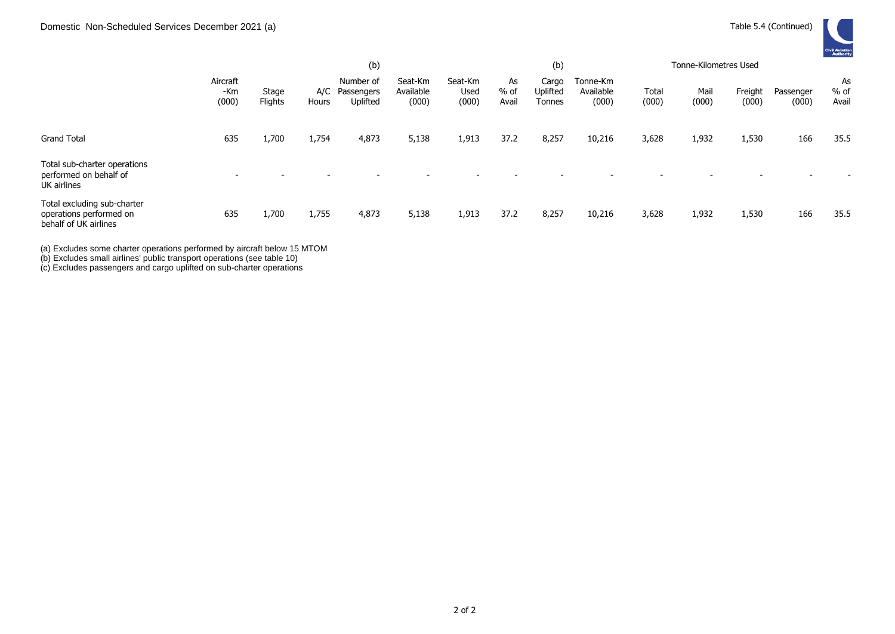Domestic Non-Scheduled Services December 2021 (a)

Table 5.4 (Continued)

| | Aircraft -Km (000) | Stage Flights | A/C Hours | (b) Number of Passengers Uplifted | Seat-Km Available (000) | Seat-Km Used (000) | As % of Avail | (b) Cargo Uplifted Tonnes | Tonne-Km Available (000) | Tonne-Kilometres Used Total (000) | Mail (000) | Freight (000) | Passenger (000) | As % of Avail |
|---|---|---|---|---|---|---|---|---|---|---|---|---|---|---|
| Grand Total | 635 | 1,700 | 1,754 | 4,873 | 5,138 | 1,913 | 37.2 | 8,257 | 10,216 | 3,628 | 1,932 | 1,530 | 166 | 35.5 |
| Total sub-charter operations performed on behalf of UK airlines | - | - | - | - | - | - | - | - | - | - | - | - | - | - |
| Total excluding sub-charter operations performed on behalf of UK airlines | 635 | 1,700 | 1,755 | 4,873 | 5,138 | 1,913 | 37.2 | 8,257 | 10,216 | 3,628 | 1,932 | 1,530 | 166 | 35.5 |

(a) Excludes some charter operations performed by aircraft below 15 MTOM
(b) Excludes small airlines' public transport operations (see table 10)
(c) Excludes passengers and cargo uplifted on sub-charter operations